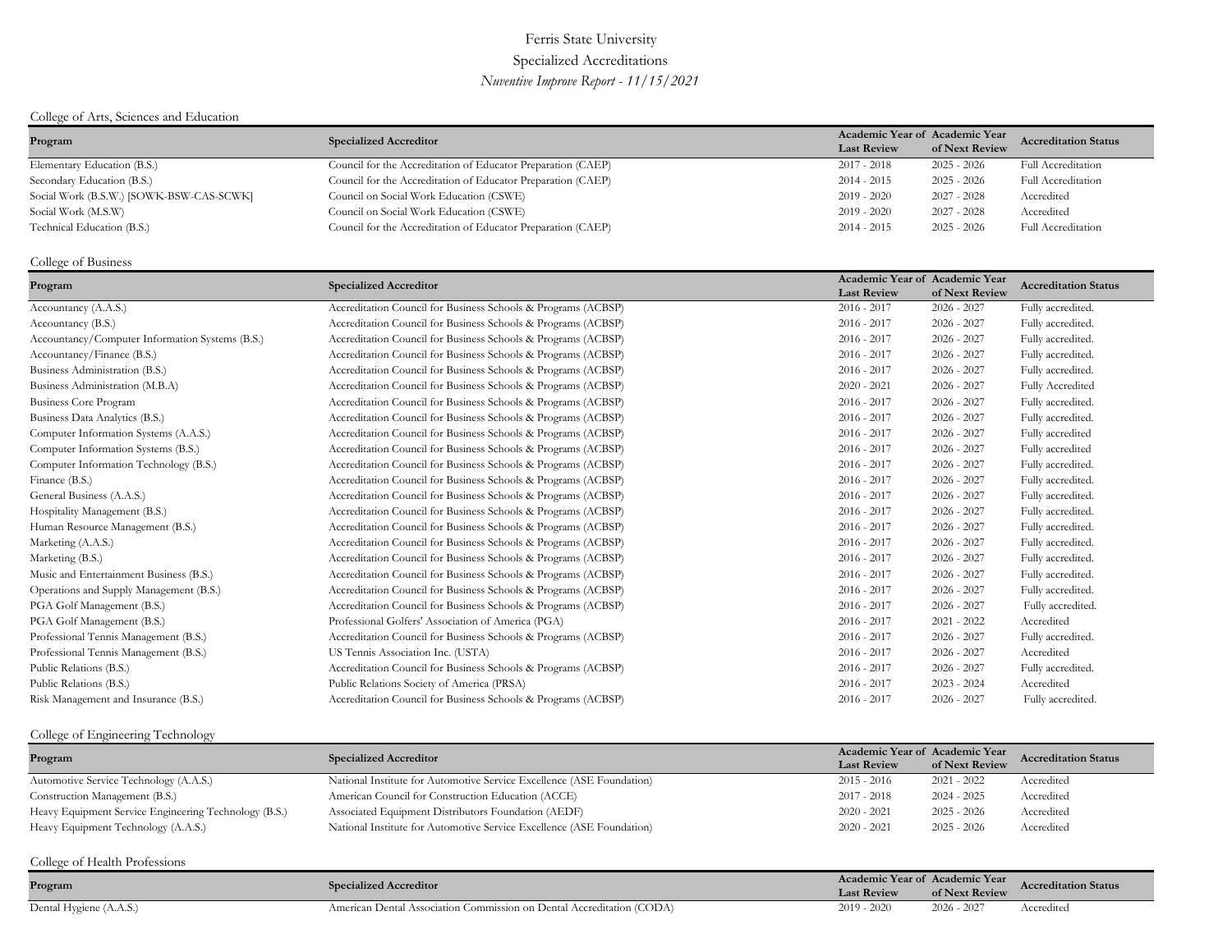# Ferris State University

## Specialized Accreditations

*Nuventive Improve Report - 11/15/2021*

### College of Arts, Sciences and Education

| Program | Specialized Accreditor | Academic Year of Last Review | Academic Year of Next Review | Accreditation Status |
|---|---|---|---|---|
| Elementary Education (B.S.) | Council for the Accreditation of Educator Preparation (CAEP) | 2017 - 2018 | 2025 - 2026 | Full Accreditation |
| Secondary Education (B.S.) | Council for the Accreditation of Educator Preparation (CAEP) | 2014 - 2015 | 2025 - 2026 | Full Accreditation |
| Social Work (B.S.W.) [SOWK-BSW-CAS-SCWK] | Council on Social Work Education (CSWE) | 2019 - 2020 | 2027 - 2028 | Accredited |
| Social Work (M.S.W) | Council on Social Work Education (CSWE) | 2019 - 2020 | 2027 - 2028 | Accredited |
| Technical Education (B.S.) | Council for the Accreditation of Educator Preparation (CAEP) | 2014 - 2015 | 2025 - 2026 | Full Accreditation |

### College of Business

| Program | Specialized Accreditor | Academic Year of Last Review | Academic Year of Next Review | Accreditation Status |
|---|---|---|---|---|
| Accountancy (A.A.S.) | Accreditation Council for Business Schools & Programs (ACBSP) | 2016 - 2017 | 2026 - 2027 | Fully accredited. |
| Accountancy (B.S.) | Accreditation Council for Business Schools & Programs (ACBSP) | 2016 - 2017 | 2026 - 2027 | Fully accredited. |
| Accountancy/Computer Information Systems (B.S.) | Accreditation Council for Business Schools & Programs (ACBSP) | 2016 - 2017 | 2026 - 2027 | Fully accredited. |
| Accountancy/Finance (B.S.) | Accreditation Council for Business Schools & Programs (ACBSP) | 2016 - 2017 | 2026 - 2027 | Fully accredited. |
| Business Administration (B.S.) | Accreditation Council for Business Schools & Programs (ACBSP) | 2016 - 2017 | 2026 - 2027 | Fully accredited. |
| Business Administration (M.B.A) | Accreditation Council for Business Schools & Programs (ACBSP) | 2020 - 2021 | 2026 - 2027 | Fully Accredited |
| Business Core Program | Accreditation Council for Business Schools & Programs (ACBSP) | 2016 - 2017 | 2026 - 2027 | Fully accredited. |
| Business Data Analytics (B.S.) | Accreditation Council for Business Schools & Programs (ACBSP) | 2016 - 2017 | 2026 - 2027 | Fully accredited. |
| Computer Information Systems (A.A.S.) | Accreditation Council for Business Schools & Programs (ACBSP) | 2016 - 2017 | 2026 - 2027 | Fully accredited |
| Computer Information Systems (B.S.) | Accreditation Council for Business Schools & Programs (ACBSP) | 2016 - 2017 | 2026 - 2027 | Fully accredited |
| Computer Information Technology (B.S.) | Accreditation Council for Business Schools & Programs (ACBSP) | 2016 - 2017 | 2026 - 2027 | Fully accredited. |
| Finance (B.S.) | Accreditation Council for Business Schools & Programs (ACBSP) | 2016 - 2017 | 2026 - 2027 | Fully accredited. |
| General Business (A.A.S.) | Accreditation Council for Business Schools & Programs (ACBSP) | 2016 - 2017 | 2026 - 2027 | Fully accredited. |
| Hospitality Management (B.S.) | Accreditation Council for Business Schools & Programs (ACBSP) | 2016 - 2017 | 2026 - 2027 | Fully accredited. |
| Human Resource Management (B.S.) | Accreditation Council for Business Schools & Programs (ACBSP) | 2016 - 2017 | 2026 - 2027 | Fully accredited. |
| Marketing (A.A.S.) | Accreditation Council for Business Schools & Programs (ACBSP) | 2016 - 2017 | 2026 - 2027 | Fully accredited. |
| Marketing (B.S.) | Accreditation Council for Business Schools & Programs (ACBSP) | 2016 - 2017 | 2026 - 2027 | Fully accredited. |
| Music and Entertainment Business (B.S.) | Accreditation Council for Business Schools & Programs (ACBSP) | 2016 - 2017 | 2026 - 2027 | Fully accredited. |
| Operations and Supply Management (B.S.) | Accreditation Council for Business Schools & Programs (ACBSP) | 2016 - 2017 | 2026 - 2027 | Fully accredited. |
| PGA Golf Management (B.S.) | Accreditation Council for Business Schools & Programs (ACBSP) | 2016 - 2017 | 2026 - 2027 | Fully accredited. |
| PGA Golf Management (B.S.) | Professional Golfers' Association of America (PGA) | 2016 - 2017 | 2021 - 2022 | Accredited |
| Professional Tennis Management (B.S.) | Accreditation Council for Business Schools & Programs (ACBSP) | 2016 - 2017 | 2026 - 2027 | Fully accredited. |
| Professional Tennis Management (B.S.) | US Tennis Association Inc. (USTA) | 2016 - 2017 | 2026 - 2027 | Accredited |
| Public Relations (B.S.) | Accreditation Council for Business Schools & Programs (ACBSP) | 2016 - 2017 | 2026 - 2027 | Fully accredited. |
| Public Relations (B.S.) | Public Relations Society of America (PRSA) | 2016 - 2017 | 2023 - 2024 | Accredited |
| Risk Management and Insurance (B.S.) | Accreditation Council for Business Schools & Programs (ACBSP) | 2016 - 2017 | 2026 - 2027 | Fully accredited. |

### College of Engineering Technology

| Program | Specialized Accreditor | Academic Year of Last Review | Academic Year of Next Review | Accreditation Status |
|---|---|---|---|---|
| Automotive Service Technology (A.A.S.) | National Institute for Automotive Service Excellence (ASE Foundation) | 2015 - 2016 | 2021 - 2022 | Accredited |
| Construction Management (B.S.) | American Council for Construction Education (ACCE) | 2017 - 2018 | 2024 - 2025 | Accredited |
| Heavy Equipment Service Engineering Technology (B.S.) | Associated Equipment Distributors Foundation (AEDF) | 2020 - 2021 | 2025 - 2026 | Accredited |
| Heavy Equipment Technology (A.A.S.) | National Institute for Automotive Service Excellence (ASE Foundation) | 2020 - 2021 | 2025 - 2026 | Accredited |

### College of Health Professions

| Program | Specialized Accreditor | Academic Year of Last Review | Academic Year of Next Review | Accreditation Status |
|---|---|---|---|---|
| Dental Hygiene (A.A.S.) | American Dental Association Commission on Dental Accreditation (CODA) | 2019 - 2020 | 2026 - 2027 | Accredited |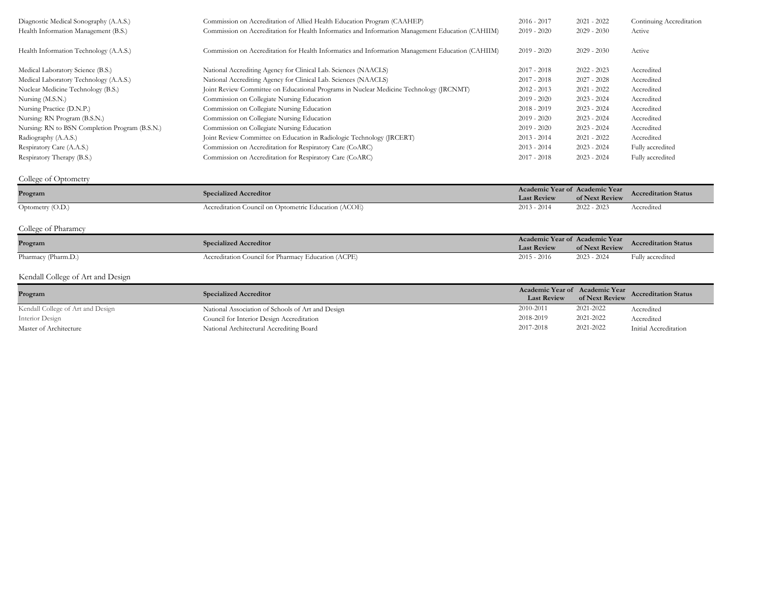| | | | | |
|---|---|---|---|---|
| Diagnostic Medical Sonography (A.A.S.) | Commission on Accreditation of Allied Health Education Program (CAAHEP) | 2016 - 2017 | 2021 - 2022 | Continuing Accreditation |
| Health Information Management (B.S.) | Commission on Accreditation for Health Informatics and Information Management Education (CAHIIM) | 2019 - 2020 | 2029 - 2030 | Active |
| Health Information Technology (A.A.S.) | Commission on Accreditation for Health Informatics and Information Management Education (CAHIIM) | 2019 - 2020 | 2029 - 2030 | Active |
| Medical Laboratory Science (B.S.) | National Accrediting Agency for Clinical Lab. Sciences (NAACLS) | 2017 - 2018 | 2022 - 2023 | Accredited |
| Medical Laboratory Technology (A.A.S.) | National Accrediting Agency for Clinical Lab. Sciences (NAACLS) | 2017 - 2018 | 2027 - 2028 | Accredited |
| Nuclear Medicine Technology (B.S.) | Joint Review Committee on Educational Programs in Nuclear Medicine Technology (JRCNMT) | 2012 - 2013 | 2021 - 2022 | Accredited |
| Nursing (M.S.N.) | Commission on Collegiate Nursing Education | 2019 - 2020 | 2023 - 2024 | Accredited |
| Nursing Practice (D.N.P.) | Commission on Collegiate Nursing Education | 2018 - 2019 | 2023 - 2024 | Accredited |
| Nursing: RN Program (B.S.N.) | Commission on Collegiate Nursing Education | 2019 - 2020 | 2023 - 2024 | Accredited |
| Nursing: RN to BSN Completion Program (B.S.N.) | Commission on Collegiate Nursing Education | 2019 - 2020 | 2023 - 2024 | Accredited |
| Radiography (A.A.S.) | Joint Review Committee on Education in Radiologic Technology (JRCERT) | 2013 - 2014 | 2021 - 2022 | Accredited |
| Respiratory Care (A.A.S.) | Commission on Accreditation for Respiratory Care (CoARC) | 2013 - 2014 | 2023 - 2024 | Fully accredited |
| Respiratory Therapy (B.S.) | Commission on Accreditation for Respiratory Care (CoARC) | 2017 - 2018 | 2023 - 2024 | Fully accredited |

## College of Optometry

| Program | Specialized Accreditor | Academic Year of Last Review | Academic Year of Next Review | Accreditation Status |
|---|---|---|---|---|
| Optometry (O.D.) | Accreditation Council on Optometric Education (ACOE) | 2013 - 2014 | 2022 - 2023 | Accredited |

## College of Pharamcy

| Program | Specialized Accreditor | Academic Year of Last Review | Academic Year of Next Review | Accreditation Status |
|---|---|---|---|---|
| Pharmacy (Pharm.D.) | Accreditation Council for Pharmacy Education (ACPE) | 2015 - 2016 | 2023 - 2024 | Fully accredited |

## Kendall College of Art and Design

| Program | Specialized Accreditor | Academic Year of Last Review | Academic Year of Next Review | Accreditation Status |
|---|---|---|---|---|
| Kendall College of Art and Design | National Association of Schools of Art and Design | 2010-2011 | 2021-2022 | Accredited |
| Interior Design | Council for Interior Design Accreditation | 2018-2019 | 2021-2022 | Accredited |
| Master of Architecture | National Architectural Accrediting Board | 2017-2018 | 2021-2022 | Initial Accreditation |